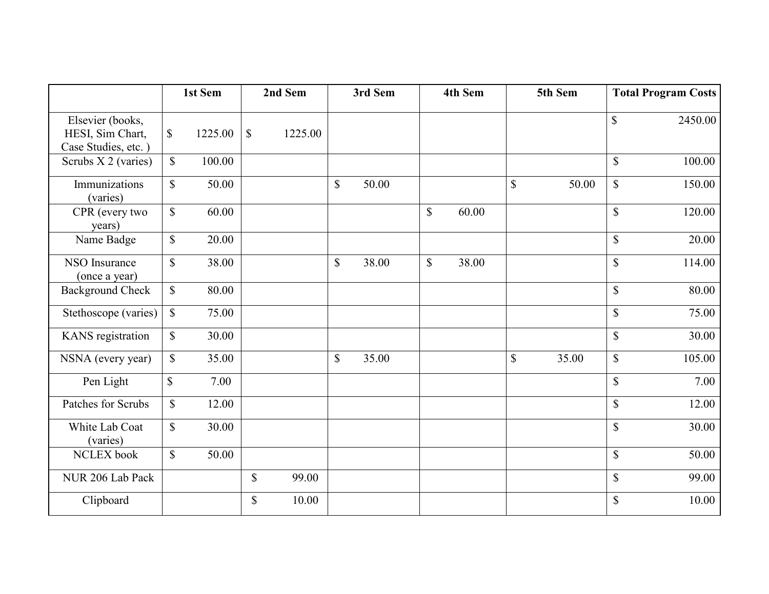| | 1st Sem | 2nd Sem | 3rd Sem | 4th Sem | 5th Sem | Total Program Costs |
|---|---|---|---|---|---|---|
| Elsevier (books, HESI, Sim Chart, Case Studies, etc. ) | $ 1225.00 | $ 1225.00 | | | | $ 2450.00 |
| Scrubs X 2 (varies) | $ 100.00 | | | | | $ 100.00 |
| Immunizations (varies) | $ 50.00 | | $ 50.00 | | $ 50.00 | $ 150.00 |
| CPR (every two years) | $ 60.00 | | | $ 60.00 | | $ 120.00 |
| Name Badge | $ 20.00 | | | | | $ 20.00 |
| NSO Insurance (once a year) | $ 38.00 | | $ 38.00 | $ 38.00 | | $ 114.00 |
| Background Check | $ 80.00 | | | | | $ 80.00 |
| Stethoscope (varies) | $ 75.00 | | | | | $ 75.00 |
| KANS registration | $ 30.00 | | | | | $ 30.00 |
| NSNA (every year) | $ 35.00 | | $ 35.00 | | $ 35.00 | $ 105.00 |
| Pen Light | $ 7.00 | | | | | $ 7.00 |
| Patches for Scrubs | $ 12.00 | | | | | $ 12.00 |
| White Lab Coat (varies) | $ 30.00 | | | | | $ 30.00 |
| NCLEX book | $ 50.00 | | | | | $ 50.00 |
| NUR 206 Lab Pack | | $ 99.00 | | | | $ 99.00 |
| Clipboard | | $ 10.00 | | | | $ 10.00 |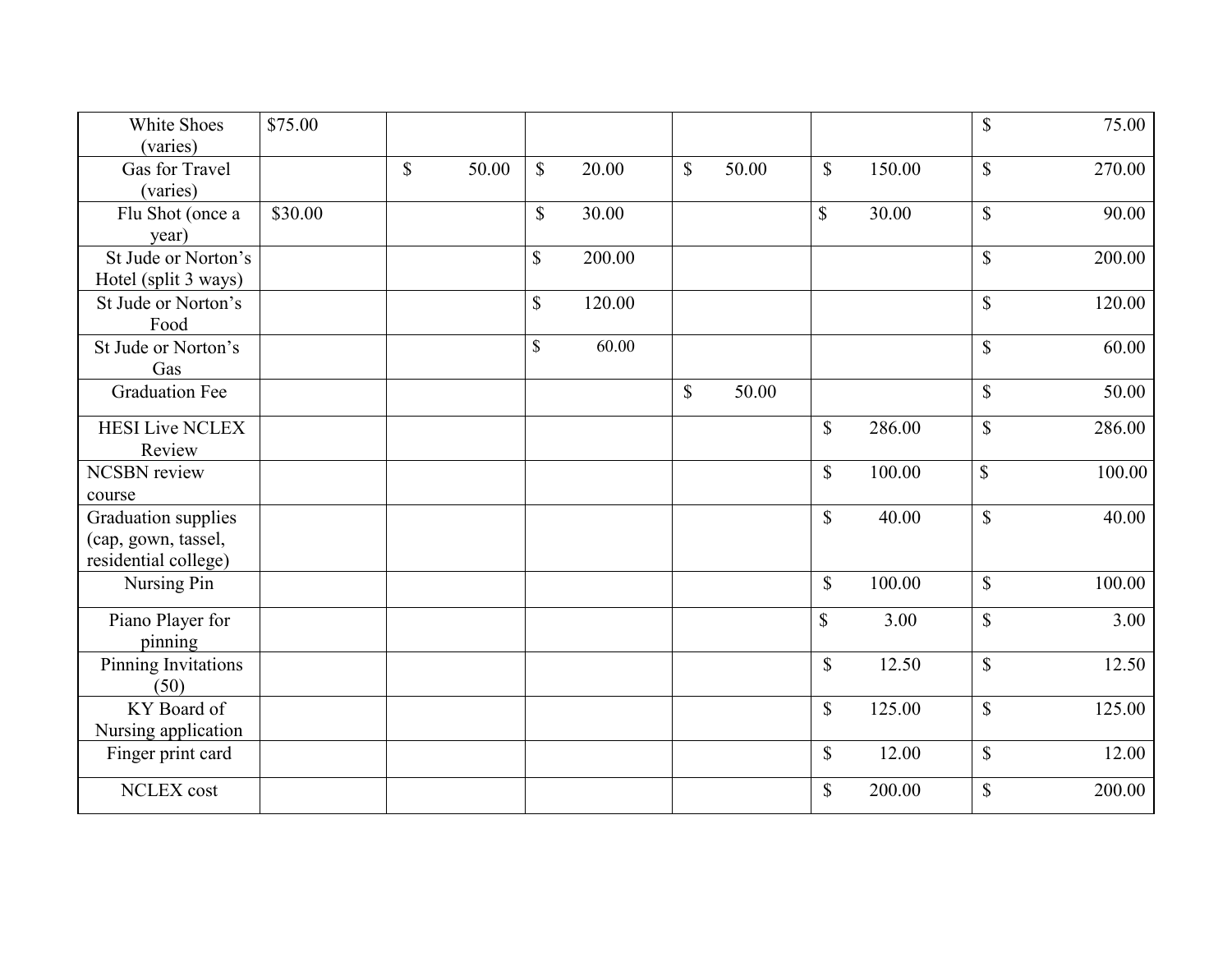| | | | | | | |
|---|---|---|---|---|---|---|
| White Shoes (varies) | $75.00 | | | | | $ 75.00 |
| Gas for Travel (varies) | | $ 50.00 | $ 20.00 | $ 50.00 | $ 150.00 | $ 270.00 |
| Flu Shot (once a year) | $30.00 | | $ 30.00 | | $ 30.00 | $ 90.00 |
| St Jude or Norton's Hotel (split 3 ways) | | | $ 200.00 | | | $ 200.00 |
| St Jude or Norton's Food | | | $ 120.00 | | | $ 120.00 |
| St Jude or Norton's Gas | | | $ 60.00 | | | $ 60.00 |
| Graduation Fee | | | | $ 50.00 | | $ 50.00 |
| HESI Live NCLEX Review | | | | | $ 286.00 | $ 286.00 |
| NCSBN review course | | | | | $ 100.00 | $ 100.00 |
| Graduation supplies (cap, gown, tassel, residential college) | | | | | $ 40.00 | $ 40.00 |
| Nursing Pin | | | | | $ 100.00 | $ 100.00 |
| Piano Player for pinning | | | | | $ 3.00 | $ 3.00 |
| Pinning Invitations (50) | | | | | $ 12.50 | $ 12.50 |
| KY Board of Nursing application | | | | | $ 125.00 | $ 125.00 |
| Finger print card | | | | | $ 12.00 | $ 12.00 |
| NCLEX cost | | | | | $ 200.00 | $ 200.00 |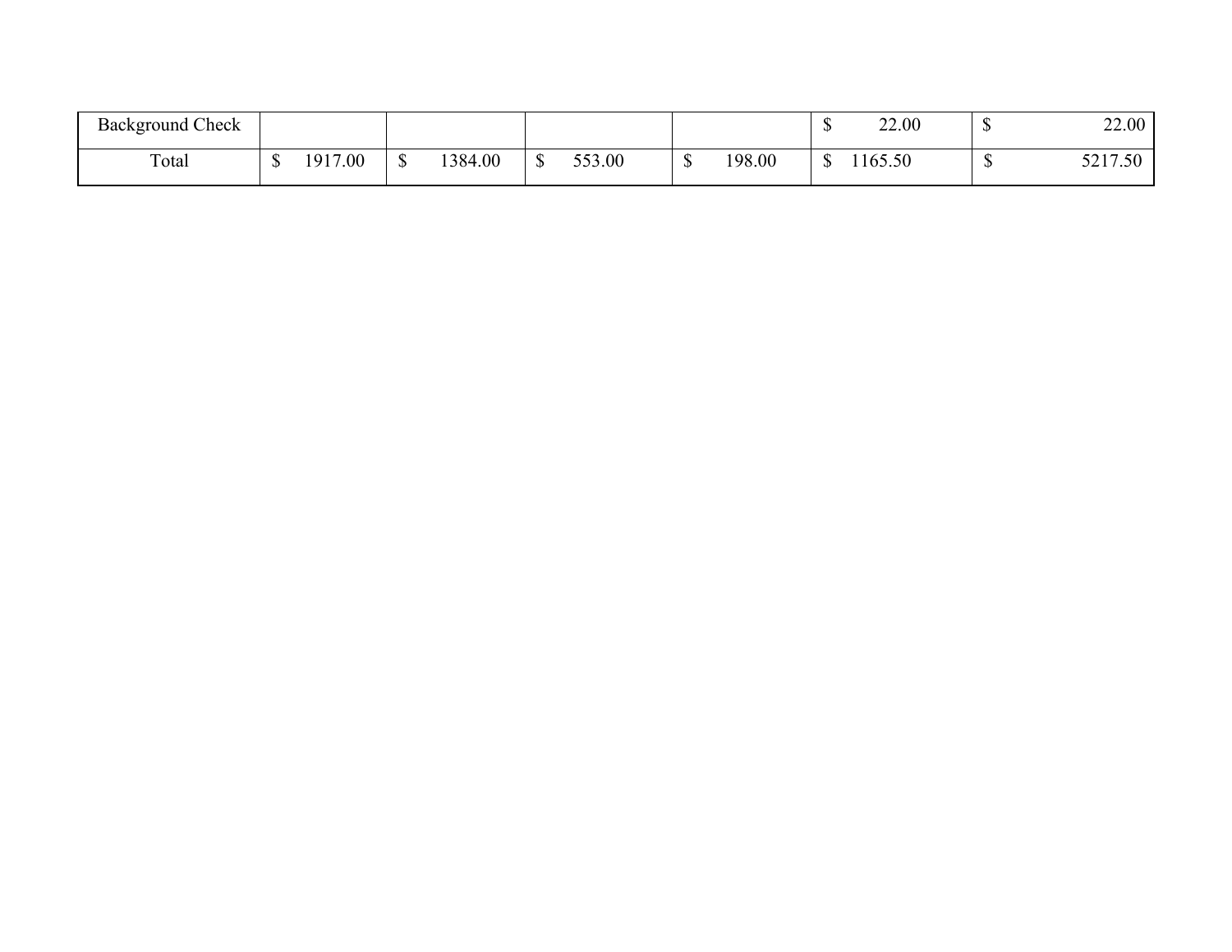| | | | | | | |
|---|---|---|---|---|---|---|
| Background Check | | | | | $ 22.00 | $ 22.00 |
| Total | $ 1917.00 | $ 1384.00 | $ 553.00 | $ 198.00 | $ 1165.50 | $ 5217.50 |